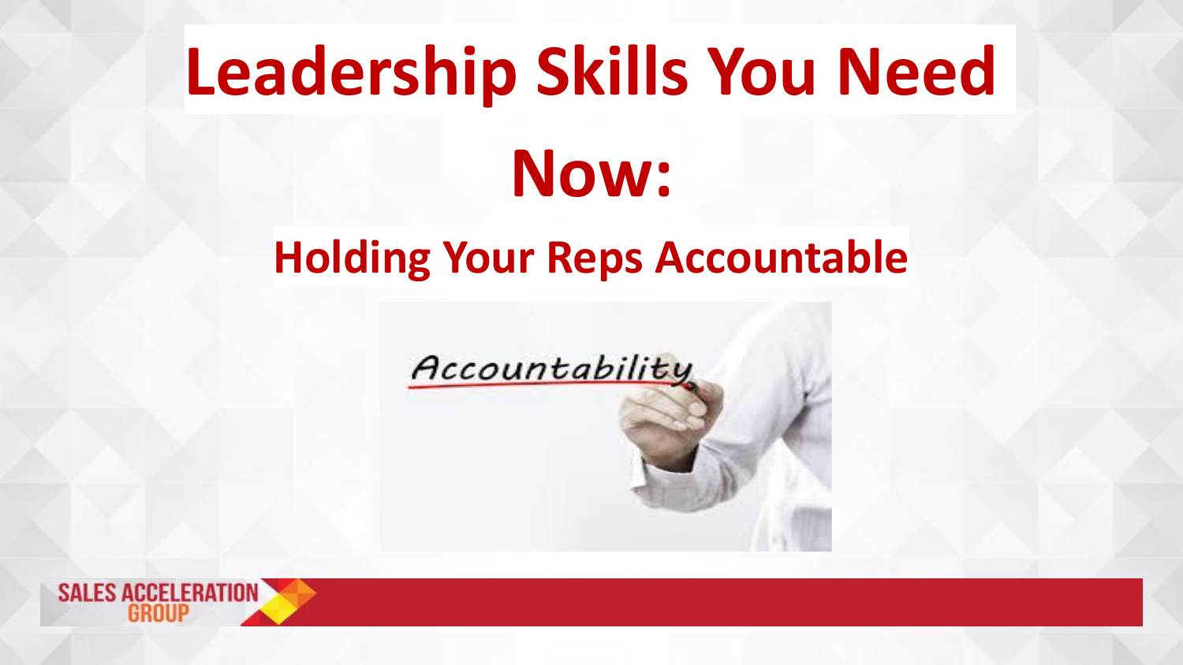# Leadership Skills You Need Now:

## Holding Your Reps Accountable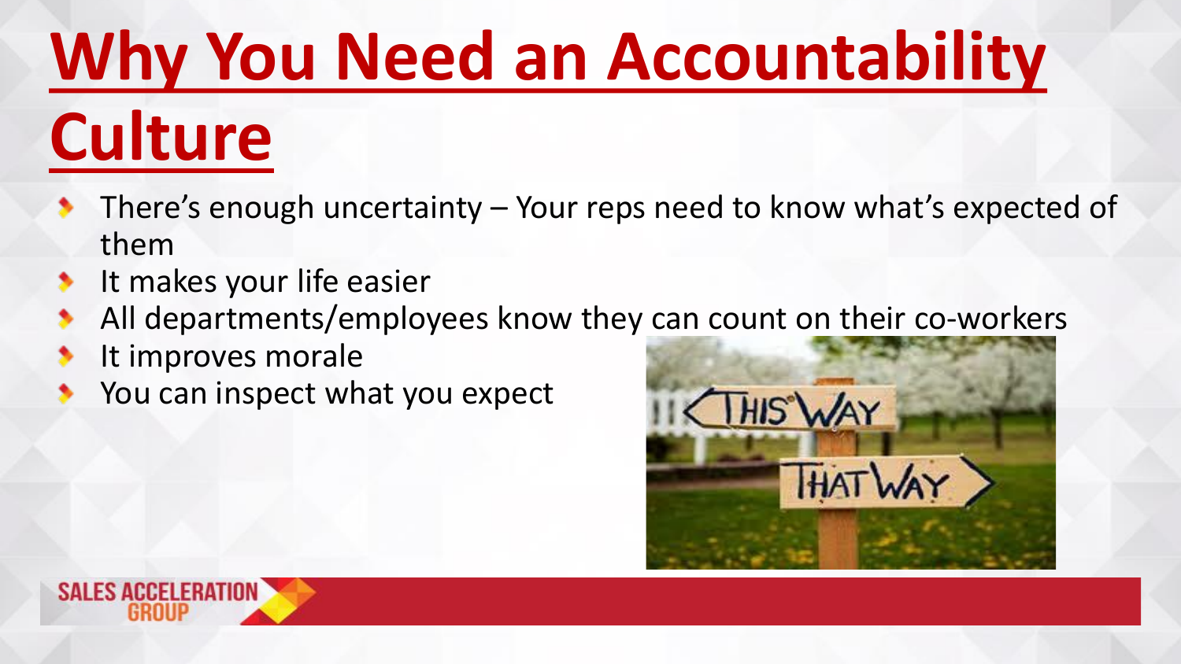# Why You Need an Accountability Culture

- There's enough uncertainty – Your reps need to know what's expected of them
- It makes your life easier
- All departments/employees know they can count on their co-workers
- It improves morale
- You can inspect what you expect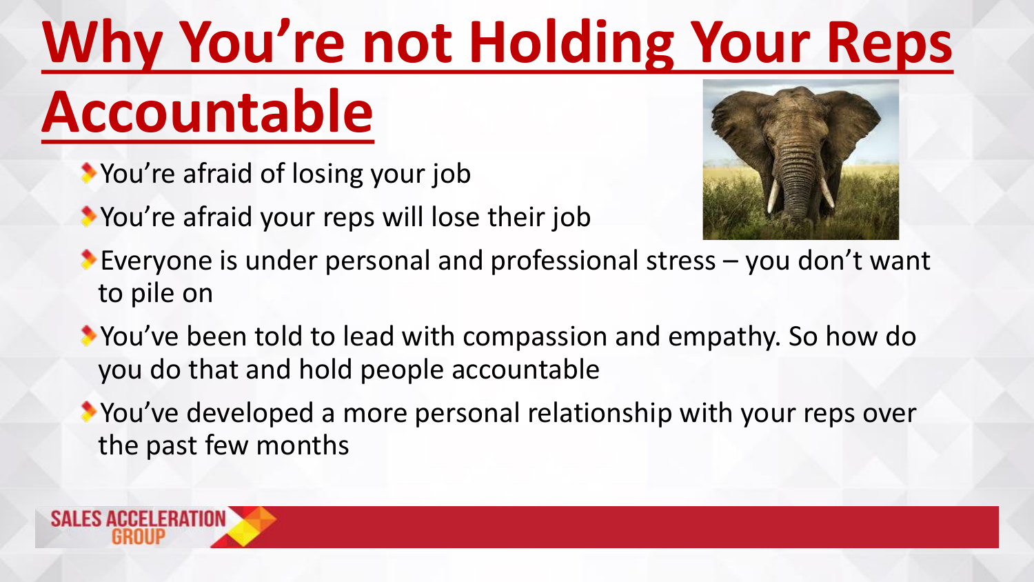# Why You're not Holding Your Reps Accountable

- You're afraid of losing your job
- You're afraid your reps will lose their job
- Everyone is under personal and professional stress – you don't want to pile on
- You've been told to lead with compassion and empathy. So how do you do that and hold people accountable
- You've developed a more personal relationship with your reps over the past few months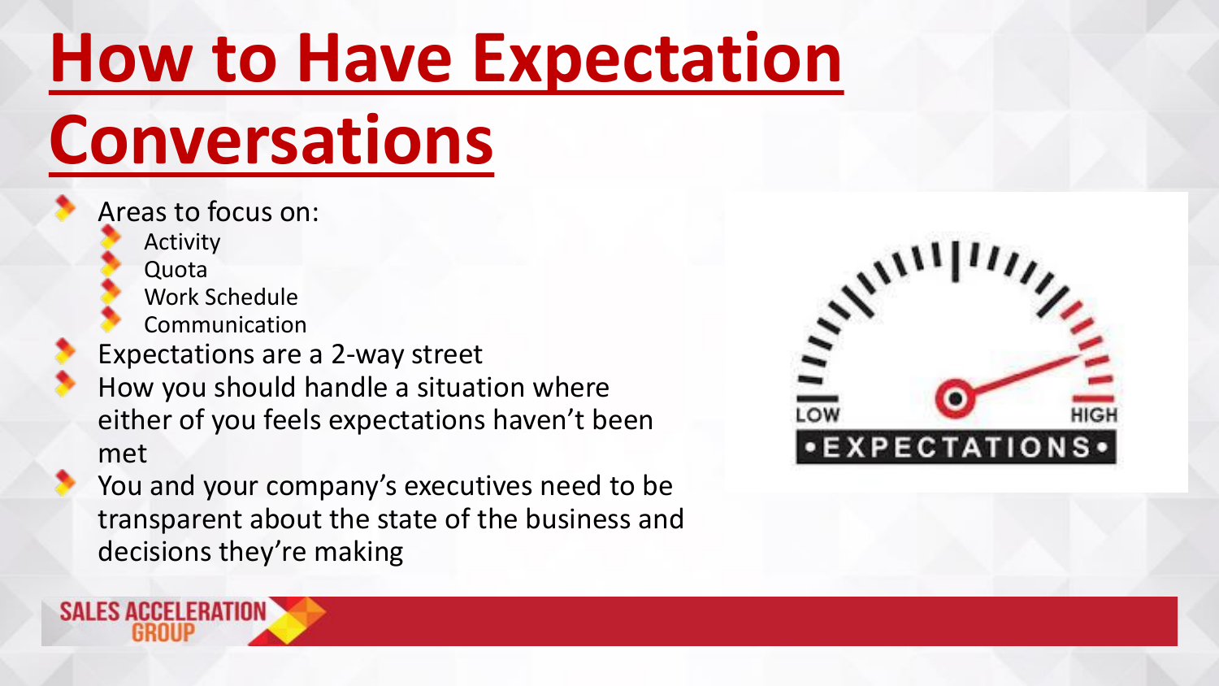# How to Have Expectation Conversations

- Areas to focus on:
  - Activity
  - Quota
  - Work Schedule
  - Communication
- Expectations are a 2-way street
- How you should handle a situation where either of you feels expectations haven't been met
- You and your company's executives need to be transparent about the state of the business and decisions they're making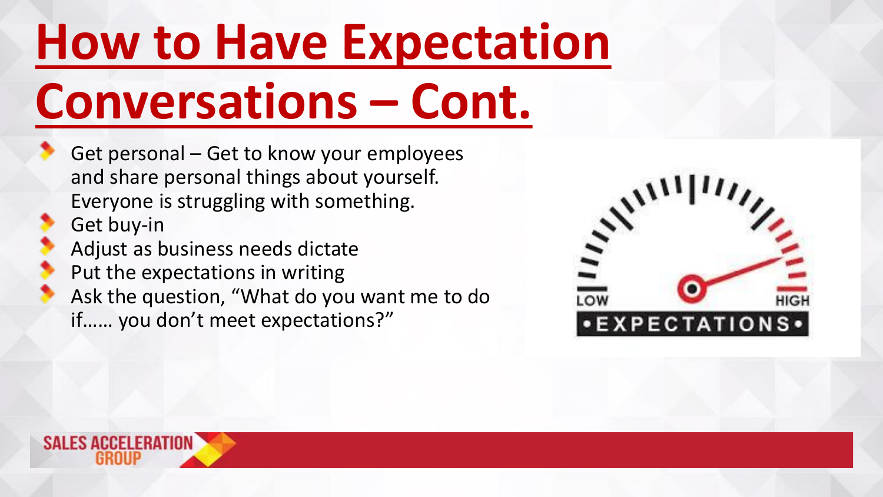# How to Have Expectation Conversations – Cont.

- Get personal – Get to know your employees and share personal things about yourself. Everyone is struggling with something.
- Get buy-in
- Adjust as business needs dictate
- Put the expectations in writing
- Ask the question, "What do you want me to do if…… you don't meet expectations?"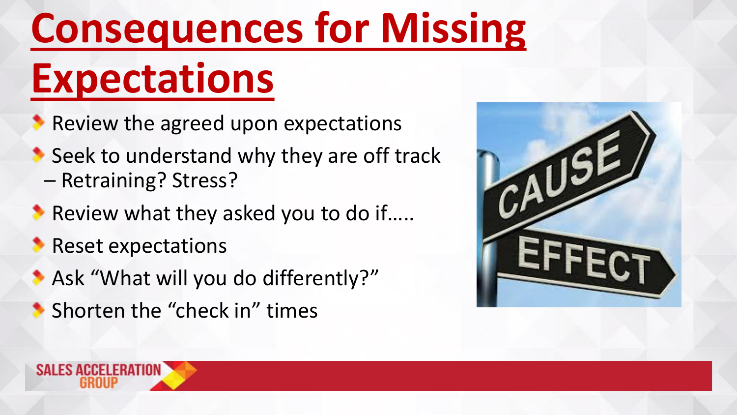# Consequences for Missing Expectations

- Review the agreed upon expectations
- Seek to understand why they are off track – Retraining? Stress?
- Review what they asked you to do if…..
- Reset expectations
- Ask "What will you do differently?"
- Shorten the "check in" times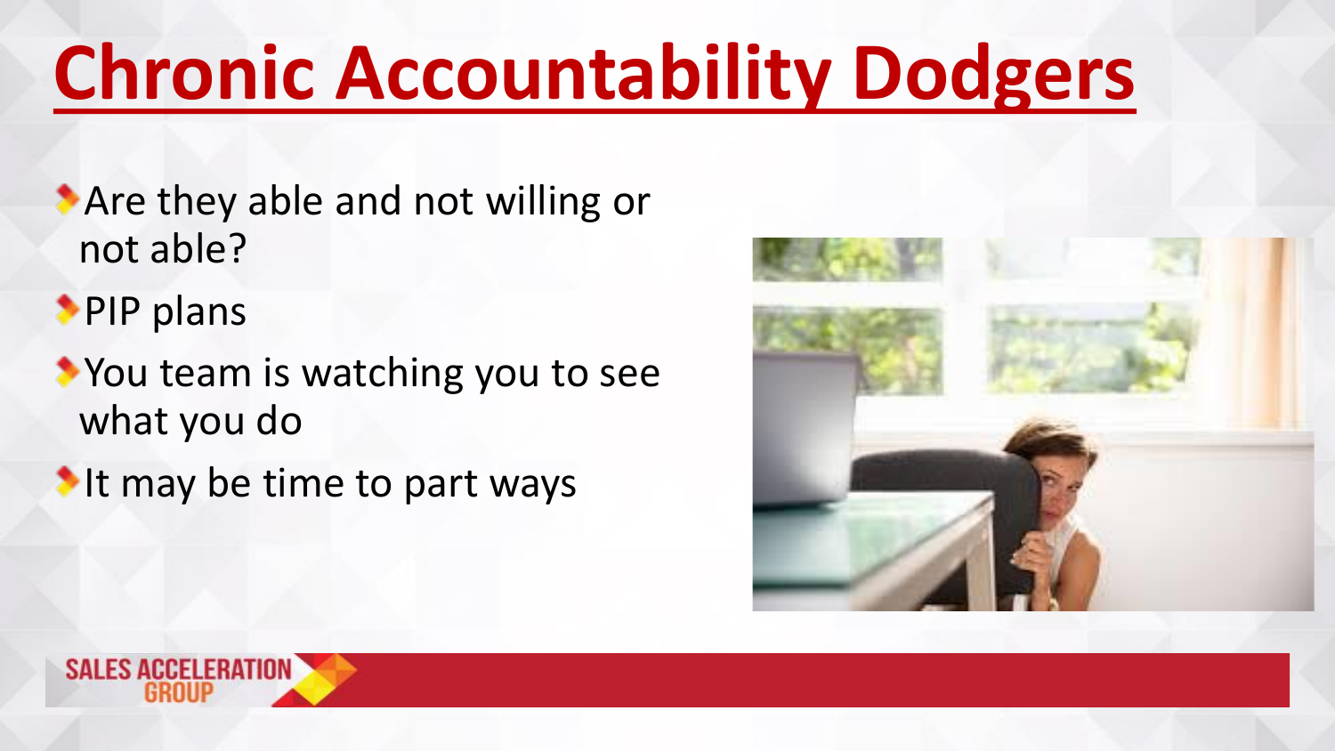# Chronic Accountability Dodgers

- Are they able and not willing or not able?
- PIP plans
- You team is watching you to see what you do
- It may be time to part ways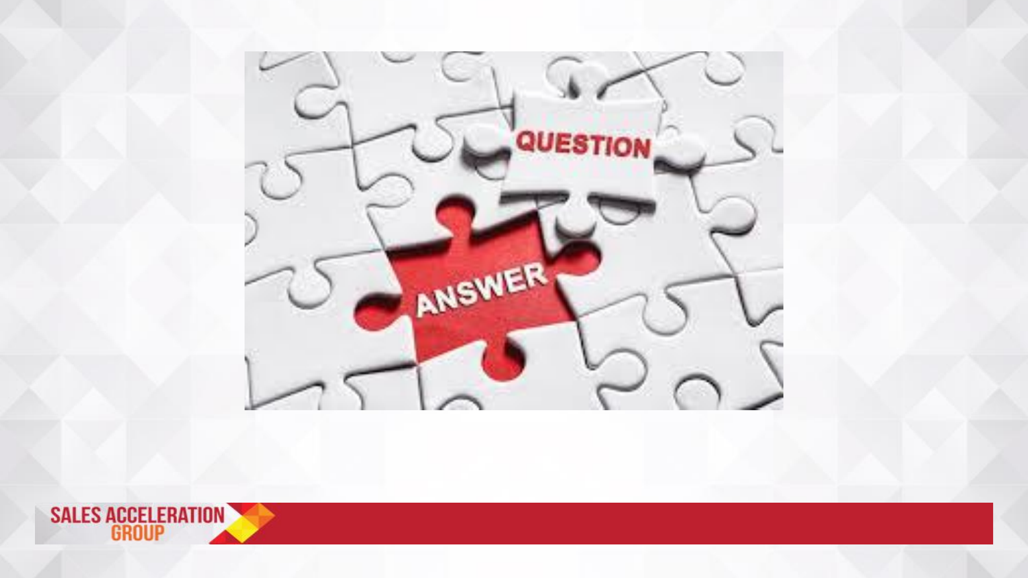QUESTION

ANSWER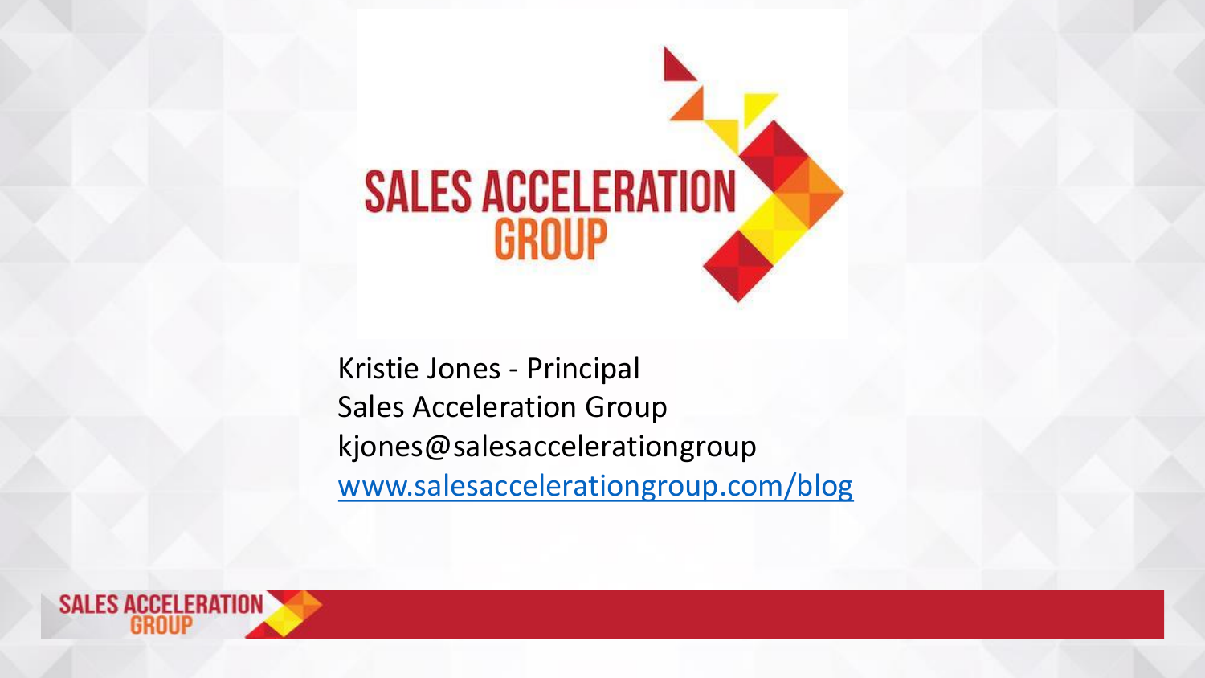SALES ACCELERATION GROUP

Kristie Jones - Principal
Sales Acceleration Group
kjones@salesaccelerationgroup
www.salesaccelerationgroup.com/blog